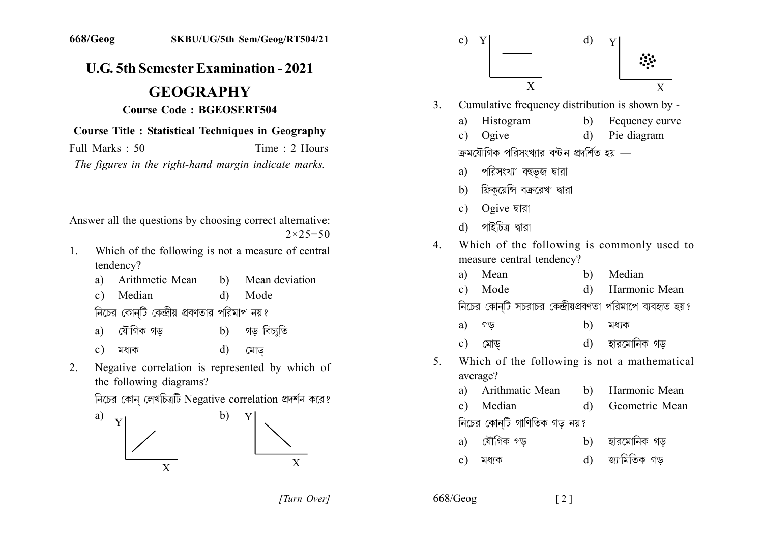# U.G. 5th Semester Examination - 2021

## GEOGRAPHY

### Course Code : BGEOSERT504

**Course Title : Statistical Techniques in Geography**

Full Marks : 50 Time : 2 Hours

*The figures in the right-hand margin indicate marks.*

Answer all the questions by choosing correct alternative: $2\times25=50$

1. Which of the following is not a measure of central tendency?
   a) Arithmetic Mean b) Mean deviation
   c) Median d) Mode

   নিচের কোন্‌টি কেন্দ্রীয় প্রবণতার পরিমাপ নয়?
   a) যৌগিক গড় b) গড় বিচ্যুতি
   c) মধ্যক d) মোড্

2. Negative correlation is represented by which of the following diagrams?

   নিচের কোন্ লেখচিত্রটি Negative correlation প্রদর্শন করে?

   a) Y / X b) Y \ X
   c) Y — X d) Y ⁘ X

3. Cumulative frequency distribution is shown by -
   a) Histogram b) Fequency curve
   c) Ogive d) Pie diagram

   ক্রমযৌগিক পরিসংখ্যার বন্টন প্রদর্শিত হয় —
   a) পরিসংখ্যা বহুভূজ দ্বারা
   b) ফ্রিকুয়েন্সি বক্ররেখা দ্বারা
   c) Ogive দ্বারা
   d) পাইচিত্র দ্বারা

4. Which of the following is commonly used to measure central tendency?
   a) Mean b) Median
   c) Mode d) Harmonic Mean

   নিচের কোন্‌টি সচরাচর কেন্দ্রীয়প্রবণতা পরিমাপে ব্যবহৃত হয়?
   a) গড় b) মধ্যক
   c) মোড্ d) হারমোনিক গড়

5. Which of the following is not a mathematical average?
   a) Arithmatic Mean b) Harmonic Mean
   c) Median d) Geometric Mean

   নিচের কোন্‌টি গাণিতিক গড় নয়?
   a) যৌগিক গড় b) হারমোনিক গড়
   c) মধ্যক d) জ্যামিতিক গড়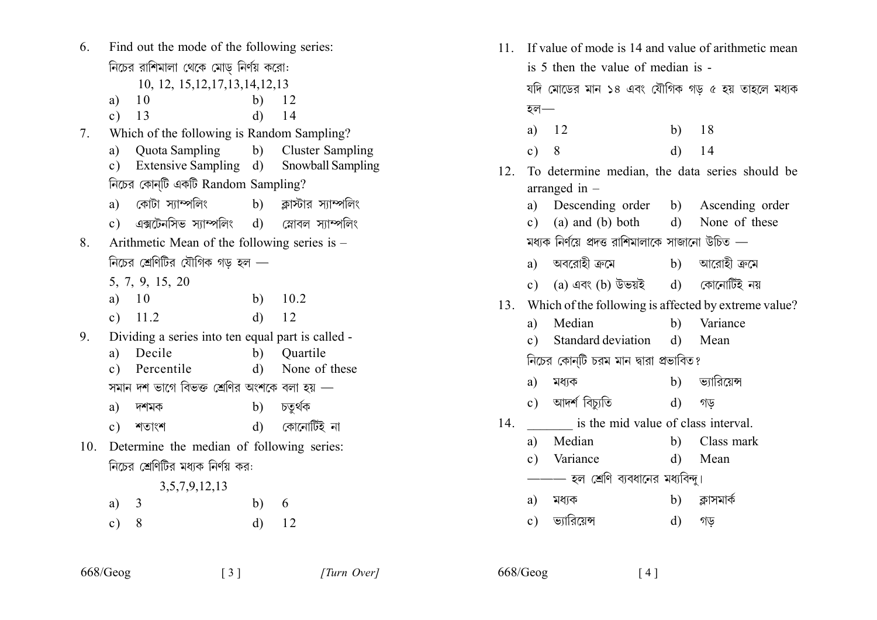6. Find out the mode of the following series:

   নিচের রাশিমালা থেকে মোড় নির্ণয় করো:

   10, 12, 15,12,17,13,14,12,13

   a) 10 b) 12
   c) 13 d) 14

7. Which of the following is Random Sampling?

   a) Quota Sampling b) Cluster Sampling
   c) Extensive Sampling d) Snowball Sampling

   নিচের কোন্‌টি একটি Random Sampling?

   a) কোটা স্যাম্পলিং b) ক্লাস্টার স্যাম্পলিং
   c) এক্সটেনসিভ স্যাম্পলিং d) স্নোবল স্যাম্পলিং

8. Arithmetic Mean of the following series is –

   নিচের শ্রেণিটির যৌগিক গড় হল —

   5, 7, 9, 15, 20

   a) 10 b) 10.2
   c) 11.2 d) 12

9. Dividing a series into ten equal part is called -

   a) Decile b) Quartile
   c) Percentile d) None of these

   সমান দশ ভাগে বিভক্ত শ্রেণির অংশকে বলা হয় —

   a) দশমক b) চতুর্থক
   c) শতাংশ d) কোনোটিই না

10. Determine the median of following series:

    নিচের শ্রেণিটির মধ্যক নির্ণয় কর:

    3,5,7,9,12,13

    a) 3 b) 6
    c) 8 d) 12

11. If value of mode is 14 and value of arithmetic mean is 5 then the value of median is -

    যদি মোডের মান ১৪ এবং যৌগিক গড় ৫ হয় তাহলে মধ্যক হল—

    a) 12 b) 18
    c) 8 d) 14

12. To determine median, the data series should be arranged in –

    a) Descending order b) Ascending order
    c) (a) and (b) both d) None of these

    মধ্যক নির্ণয়ে প্রদত্ত রাশিমালাকে সাজানো উচিত —

    a) অবরোহী ক্রমে b) আরোহী ক্রমে
    c) (a) এবং (b) উভয়ই d) কোনোটিই নয়

13. Which of the following is affected by extreme value?

    a) Median b) Variance
    c) Standard deviation d) Mean

    নিচের কোন্‌টি চরম মান দ্বারা প্রভাবিত?

    a) মধ্যক b) ভ্যারিয়েন্স
    c) আদর্শ বিচ্যুতি d) গড়

14. _______ is the mid value of class interval.

    a) Median b) Class mark
    c) Variance d) Mean

    ——— হল শ্রেণি ব্যবধানের মধ্যবিন্দু।

    a) মধ্যক b) ক্লাসমার্ক
    c) ভ্যারিয়েন্স d) গড়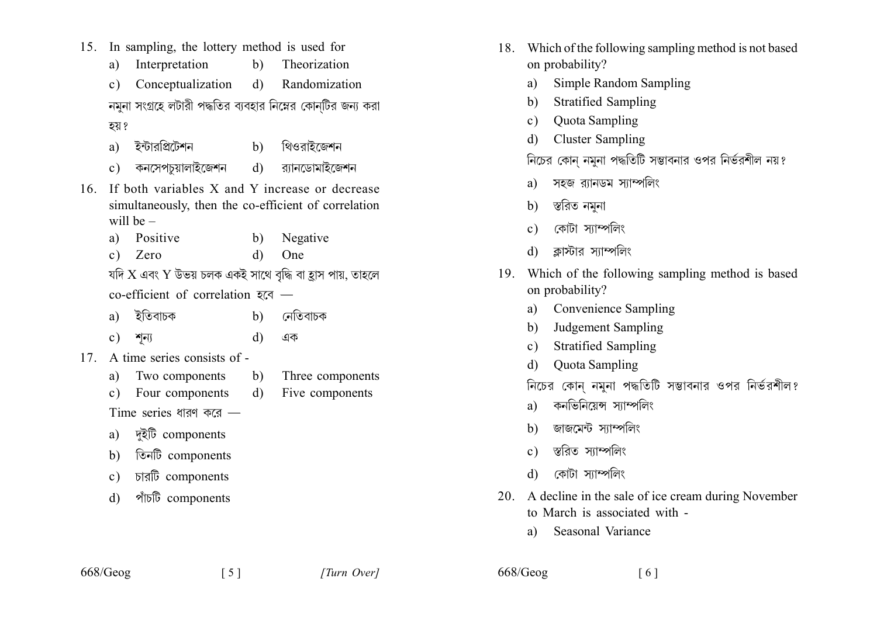15. In sampling, the lottery method is used for
    - a) Interpretation
    - b) Theorization
    - c) Conceptualization
    - d) Randomization

    নমুনা সংগ্রহে লটারী পদ্ধতির ব্যবহার নিম্নের কোন্‌টির জন্য করা হয়?
    - a) ইন্টারপ্রিটেশন
    - b) থিওরাইজেশন
    - c) কনসেপচুয়ালাইজেশন
    - d) র‍্যানডোমাইজেশন

16. If both variables X and Y increase or decrease simultaneously, then the co-efficient of correlation will be –
    - a) Positive
    - b) Negative
    - c) Zero
    - d) One

    যদি X এবং Y উভয় চলক একই সাথে বৃদ্ধি বা হ্রাস পায়, তাহলে co-efficient of correlation হবে —
    - a) ইতিবাচক
    - b) নেতিবাচক
    - c) শূন্য
    - d) এক

17. A time series consists of -
    - a) Two components
    - b) Three components
    - c) Four components
    - d) Five components

    Time series ধারণ করে —
    - a) দুইটি components
    - b) তিনটি components
    - c) চারটি components
    - d) পাঁচটি components

18. Which of the following sampling method is not based on probability?
    - a) Simple Random Sampling
    - b) Stratified Sampling
    - c) Quota Sampling
    - d) Cluster Sampling

    নিচের কোন্‌ নমুনা পদ্ধতিটি সম্ভাবনার ওপর নির্ভরশীল নয়?
    - a) সহজ র‍্যানডম স্যাম্পলিং
    - b) স্তরিত নমুনা
    - c) কোটা স্যাম্পলিং
    - d) ক্লাস্টার স্যাম্পলিং

19. Which of the following sampling method is based on probability?
    - a) Convenience Sampling
    - b) Judgement Sampling
    - c) Stratified Sampling
    - d) Quota Sampling

    নিচের কোন্‌ নমুনা পদ্ধতিটি সম্ভাবনার ওপর নির্ভরশীল?
    - a) কনভিনিয়েন্স স্যাম্পলিং
    - b) জাজমেন্ট স্যাম্পলিং
    - c) স্তরিত স্যাম্পলিং
    - d) কোটা স্যাম্পলিং

20. A decline in the sale of ice cream during November to March is associated with -
    - a) Seasonal Variance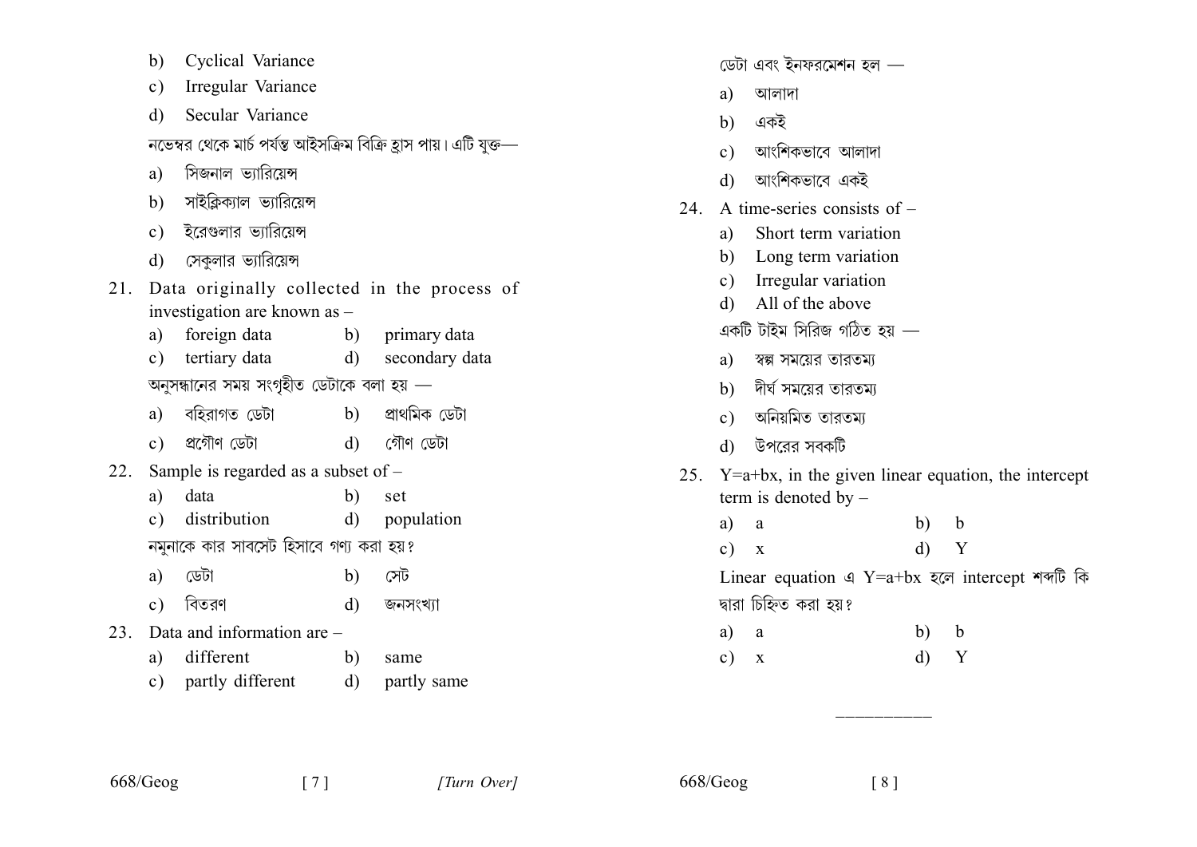b) Cyclical Variance

c) Irregular Variance

d) Secular Variance

নভেম্বর থেকে মার্চ পর্যন্ত আইসক্রিম বিক্রি হ্রাস পায়। এটি যুক্ত—

a) সিজনাল ভ্যারিয়েন্স

b) সাইক্লিক্যাল ভ্যারিয়েন্স

c) ইরেগুলার ভ্যারিয়েন্স

d) সেকুলার ভ্যারিয়েন্স

21. Data originally collected in the process of investigation are known as –

a) foreign data  b) primary data

c) tertiary data  d) secondary data

অনুসন্ধানের সময় সংগৃহীত ডেটাকে বলা হয় —

a) বহিরাগত ডেটা  b) প্রাথমিক ডেটা

c) প্রগৌণ ডেটা  d) গৌণ ডেটা

22. Sample is regarded as a subset of –

a) data  b) set

c) distribution  d) population

নমুনাকে কার সাবসেট হিসাবে গণ্য করা হয়?

a) ডেটা  b) সেট

c) বিতরণ  d) জনসংখ্যা

23. Data and information are –

a) different  b) same

c) partly different  d) partly same

ডেটা এবং ইনফরমেশন হল —

a) আলাদা

b) একই

c) আংশিকভাবে আলাদা

d) আংশিকভাবে একই

24. A time-series consists of –

a) Short term variation

b) Long term variation

c) Irregular variation

d) All of the above

একটি টাইম সিরিজ গঠিত হয় —

a) স্বল্প সময়ের তারতম্য

b) দীর্ঘ সময়ের তারতম্য

c) অনিয়মিত তারতম্য

d) উপরের সবকটি

25. $Y=a+bx$, in the given linear equation, the intercept term is denoted by –

a) a  b) b

c) x  d) Y

Linear equation এ $Y=a+bx$ হলে intercept শব্দটি কি দ্বারা চিহ্নিত করা হয়?

a) a  b) b

c) x  d) Y

———————